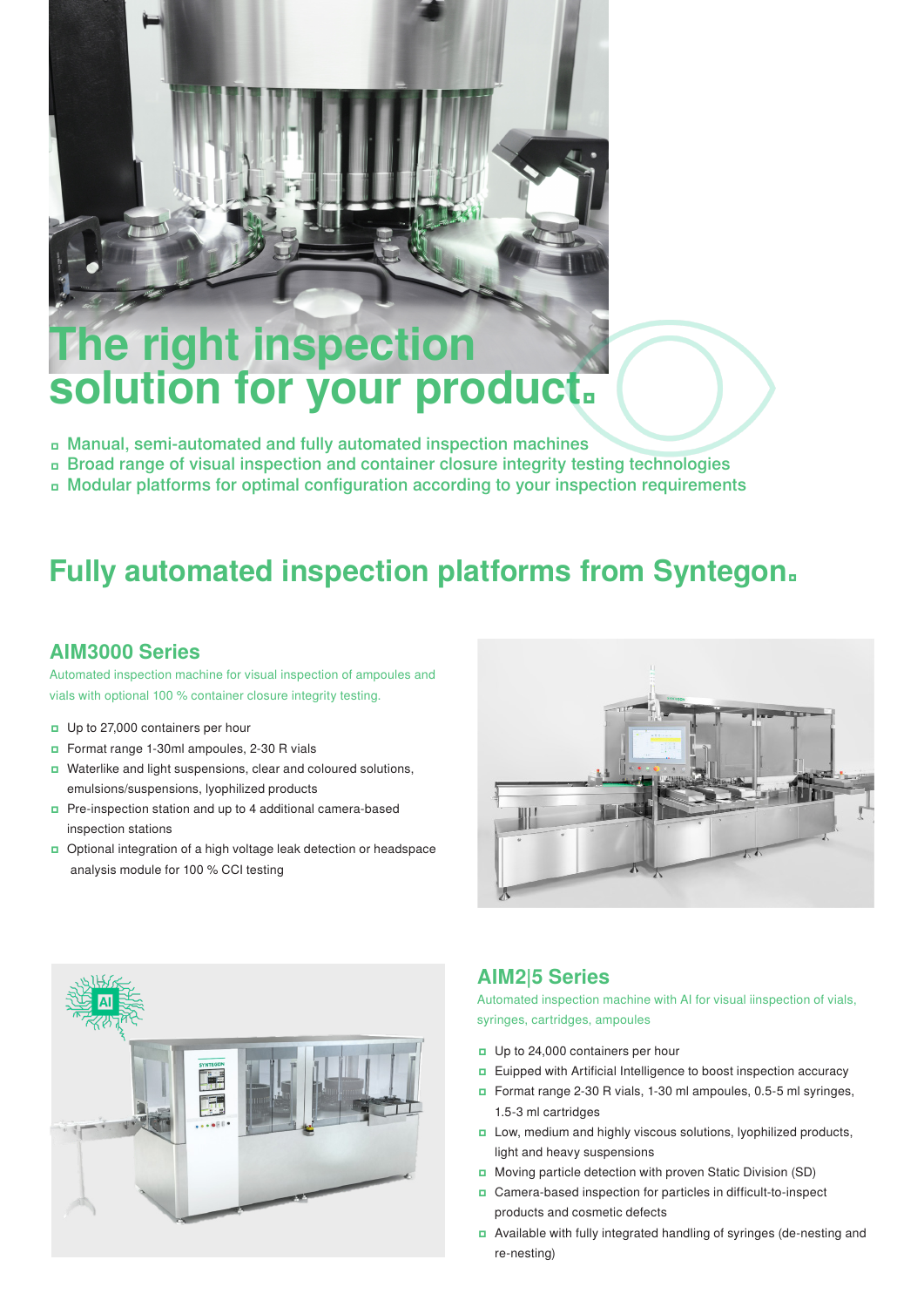# The right inspection solution for your product.

- Manual, semi-automated and fully automated inspection machines
- Broad range of visual inspection and container closure integrity testing technologies
- Modular platforms for optimal configuration according to your inspection requirements

## Fully automated inspection platforms from Syntegon.

### AIM3000 Series

Automated inspection machine for visual inspection of ampoules and vials with optional 100 % container closure integrity testing.

- Up to 27,000 containers per hour
- Format range 1-30ml ampoules, 2-30 R vials
- Waterlike and light suspensions, clear and coloured solutions, emulsions/suspensions, lyophilized products
- Pre-inspection station and up to 4 additional camera-based inspection stations
- Optional integration of a high voltage leak detection or headspace analysis module for 100 % CCI testing

### AIM2|5 Series

Automated inspection machine with AI for visual iinspection of vials, syringes, cartridges, ampoules

- Up to 24,000 containers per hour
- Euipped with Artificial Intelligence to boost inspection accuracy
- Format range 2-30 R vials, 1-30 ml ampoules, 0.5-5 ml syringes, 1.5-3 ml cartridges
- Low, medium and highly viscous solutions, lyophilized products, light and heavy suspensions
- Moving particle detection with proven Static Division (SD)
- Camera-based inspection for particles in difficult-to-inspect products and cosmetic defects
- Available with fully integrated handling of syringes (de-nesting and re-nesting)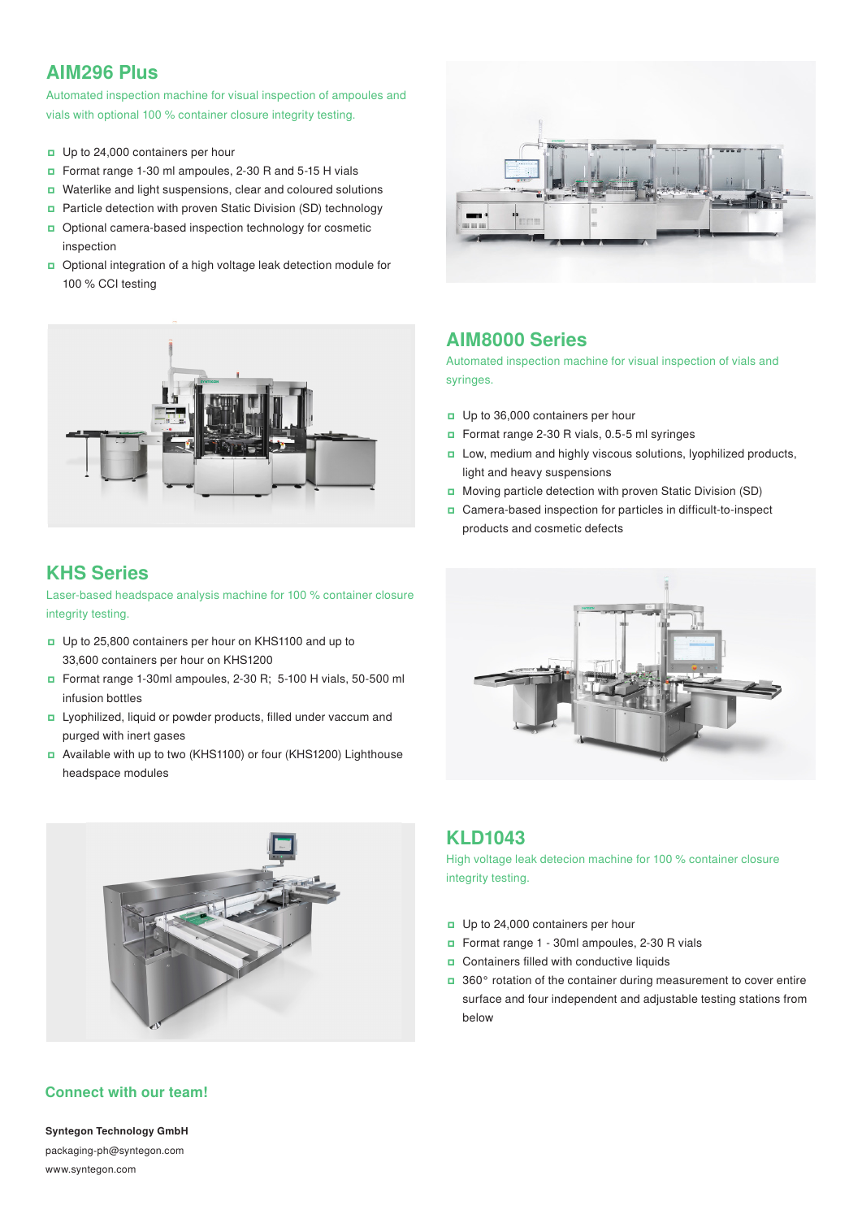## AIM296 Plus

Automated inspection machine for visual inspection of ampoules and vials with optional 100 % container closure integrity testing.

- Up to 24,000 containers per hour
- Format range 1-30 ml ampoules, 2-30 R and 5-15 H vials
- Waterlike and light suspensions, clear and coloured solutions
- Particle detection with proven Static Division (SD) technology
- Optional camera-based inspection technology for cosmetic inspection
- Optional integration of a high voltage leak detection module for 100 % CCI testing

## AIM8000 Series

Automated inspection machine for visual inspection of vials and syringes.

- Up to 36,000 containers per hour
- Format range 2-30 R vials, 0.5-5 ml syringes
- Low, medium and highly viscous solutions, lyophilized products, light and heavy suspensions
- Moving particle detection with proven Static Division (SD)
- Camera-based inspection for particles in difficult-to-inspect products and cosmetic defects

## KHS Series

Laser-based headspace analysis machine for 100 % container closure integrity testing.

- Up to 25,800 containers per hour on KHS1100 and up to 33,600 containers per hour on KHS1200
- Format range 1-30ml ampoules, 2-30 R; 5-100 H vials, 50-500 ml infusion bottles
- Lyophilized, liquid or powder products, filled under vaccum and purged with inert gases
- Available with up to two (KHS1100) or four (KHS1200) Lighthouse headspace modules

## KLD1043

High voltage leak detecion machine for 100 % container closure integrity testing.

- Up to 24,000 containers per hour
- Format range 1 - 30ml ampoules, 2-30 R vials
- Containers filled with conductive liquids
- 360° rotation of the container during measurement to cover entire surface and four independent and adjustable testing stations from below

## Connect with our team!

**Syntegon Technology GmbH**
packaging-ph@syntegon.com
www.syntegon.com